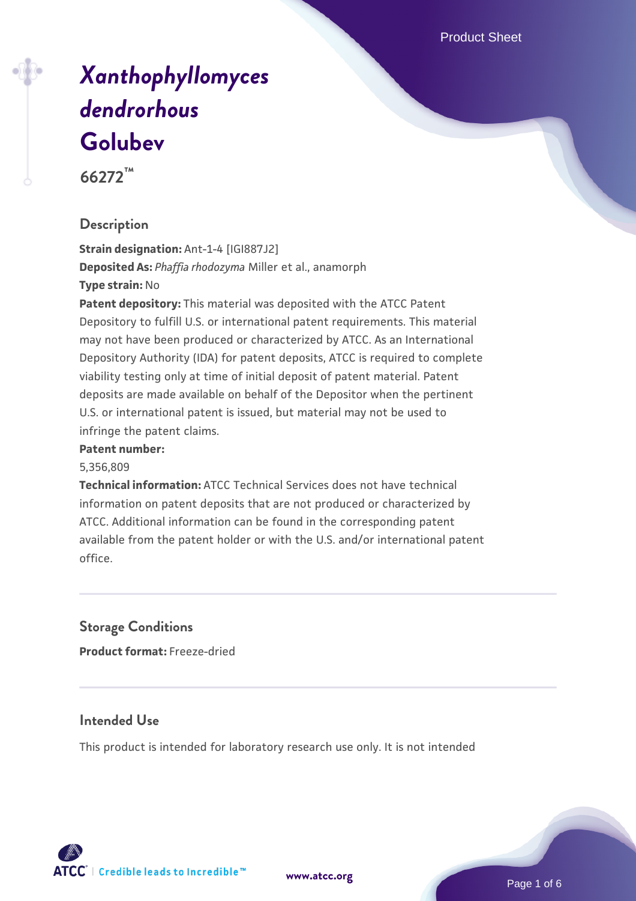# *Xanthophyllomyces dendrorhous* Golubev

**66272™**

## Description

**Strain designation:** Ant-1-4 [IGI887J2]

**Deposited As:** *Phaffia rhodozyma* Miller et al., anamorph

**Type strain:** No

**Patent depository:** This material was deposited with the ATCC Patent Depository to fulfill U.S. or international patent requirements. This material may not have been produced or characterized by ATCC. As an International Depository Authority (IDA) for patent deposits, ATCC is required to complete viability testing only at time of initial deposit of patent material. Patent deposits are made available on behalf of the Depositor when the pertinent U.S. or international patent is issued, but material may not be used to infringe the patent claims.

**Patent number:**

5,356,809

**Technical information:** ATCC Technical Services does not have technical information on patent deposits that are not produced or characterized by ATCC. Additional information can be found in the corresponding patent available from the patent holder or with the U.S. and/or international patent office.

## Storage Conditions

**Product format:** Freeze-dried

## Intended Use

This product is intended for laboratory research use only. It is not intended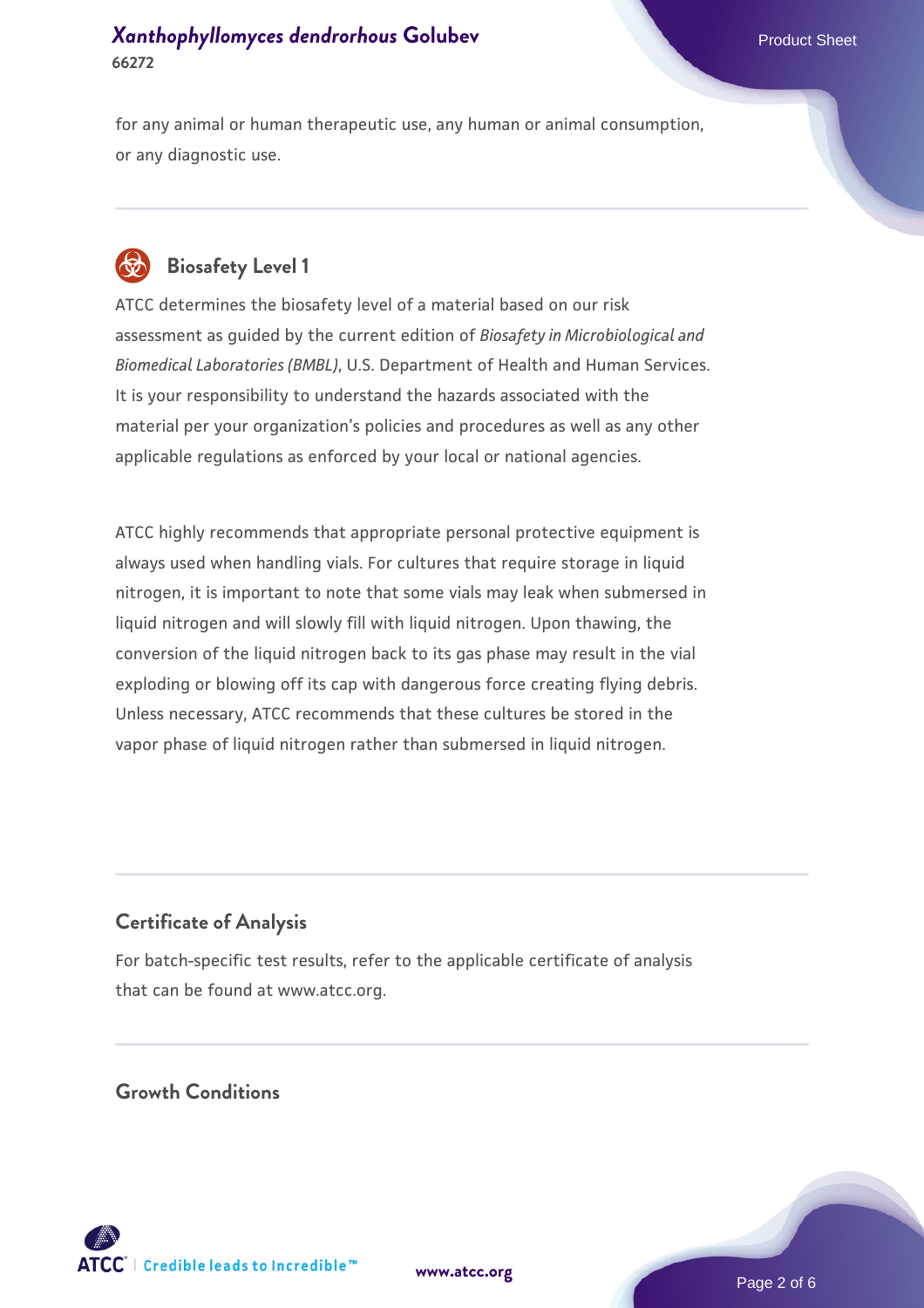for any animal or human therapeutic use, any human or animal consumption, or any diagnostic use.

## Biosafety Level 1

ATCC determines the biosafety level of a material based on our risk assessment as guided by the current edition of *Biosafety in Microbiological and Biomedical Laboratories (BMBL)*, U.S. Department of Health and Human Services. It is your responsibility to understand the hazards associated with the material per your organization's policies and procedures as well as any other applicable regulations as enforced by your local or national agencies.

ATCC highly recommends that appropriate personal protective equipment is always used when handling vials. For cultures that require storage in liquid nitrogen, it is important to note that some vials may leak when submersed in liquid nitrogen and will slowly fill with liquid nitrogen. Upon thawing, the conversion of the liquid nitrogen back to its gas phase may result in the vial exploding or blowing off its cap with dangerous force creating flying debris. Unless necessary, ATCC recommends that these cultures be stored in the vapor phase of liquid nitrogen rather than submersed in liquid nitrogen.

## Certificate of Analysis

For batch-specific test results, refer to the applicable certificate of analysis that can be found at www.atcc.org.

## Growth Conditions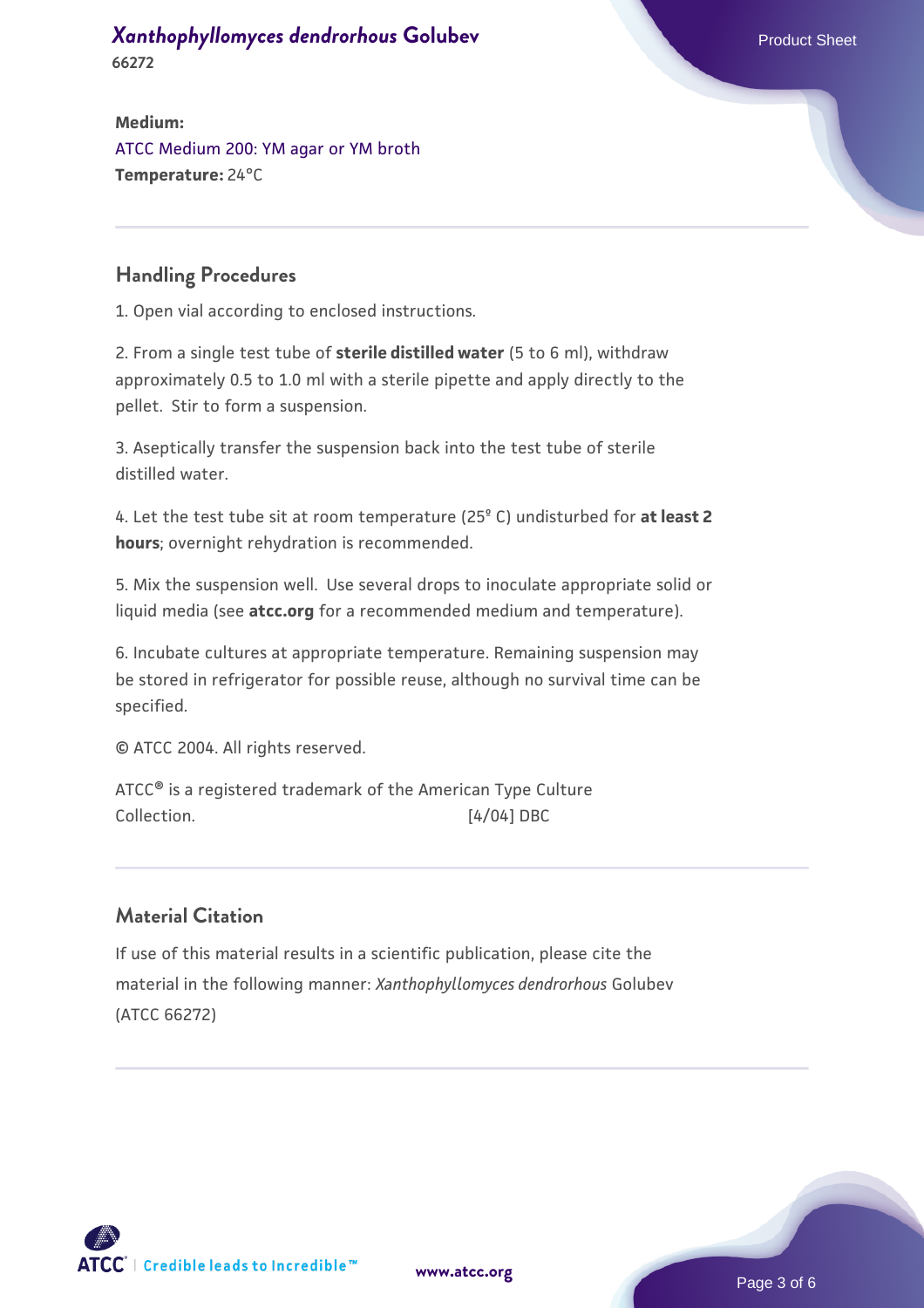**Medium:**
ATCC Medium 200: YM agar or YM broth
**Temperature:** 24°C

## Handling Procedures

1. Open vial according to enclosed instructions.

2. From a single test tube of **sterile distilled water** (5 to 6 ml), withdraw approximately 0.5 to 1.0 ml with a sterile pipette and apply directly to the pellet. Stir to form a suspension.

3. Aseptically transfer the suspension back into the test tube of sterile distilled water.

4. Let the test tube sit at room temperature (25° C) undisturbed for **at least 2 hours**; overnight rehydration is recommended.

5. Mix the suspension well. Use several drops to inoculate appropriate solid or liquid media (see **atcc.org** for a recommended medium and temperature).

6. Incubate cultures at appropriate temperature. Remaining suspension may be stored in refrigerator for possible reuse, although no survival time can be specified.

© ATCC 2004. All rights reserved.

ATCC® is a registered trademark of the American Type Culture Collection. [4/04] DBC

## Material Citation

If use of this material results in a scientific publication, please cite the material in the following manner: *Xanthophyllomyces dendrorhous* Golubev (ATCC 66272)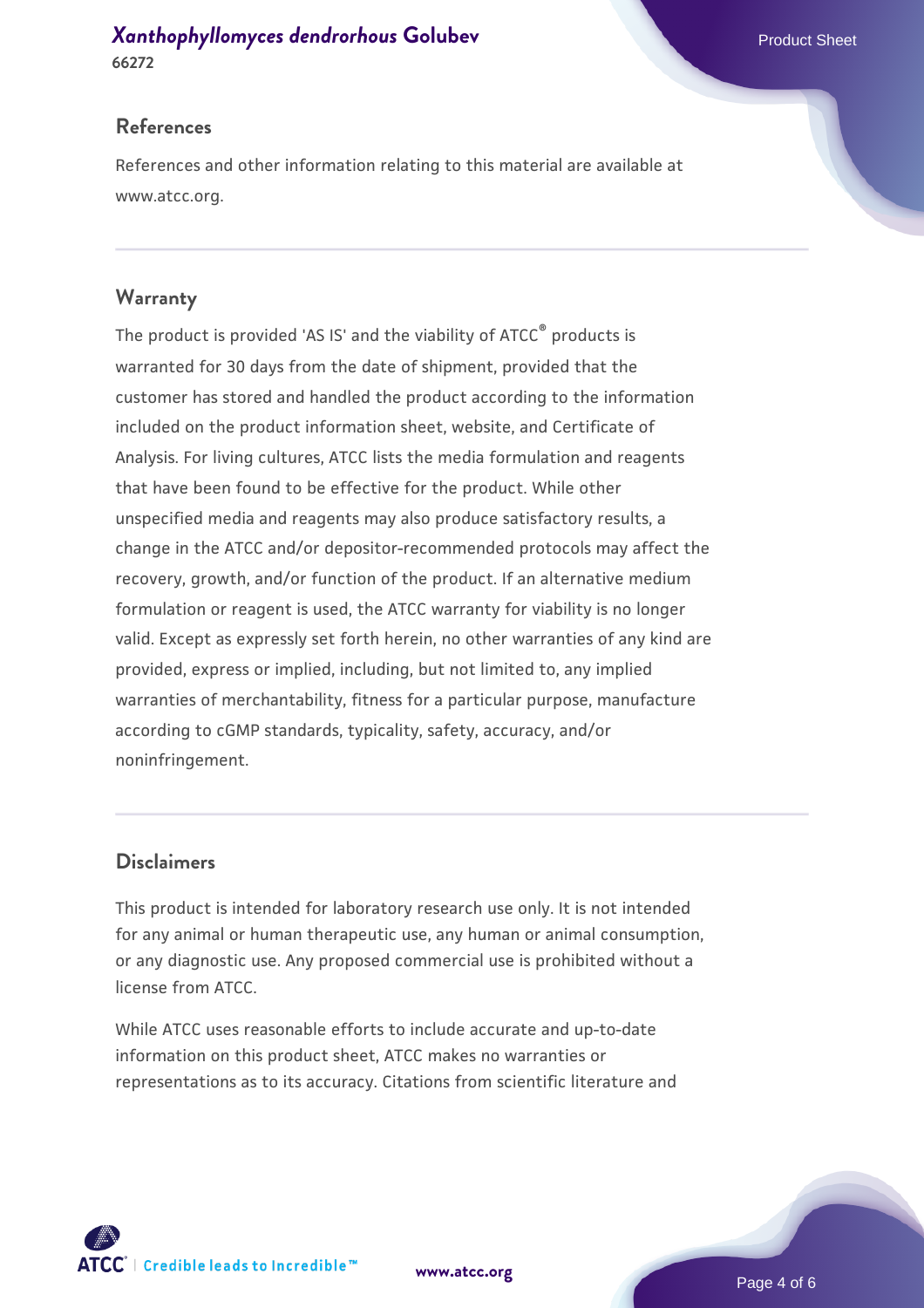## References

References and other information relating to this material are available at www.atcc.org.

## Warranty

The product is provided 'AS IS' and the viability of ATCC® products is warranted for 30 days from the date of shipment, provided that the customer has stored and handled the product according to the information included on the product information sheet, website, and Certificate of Analysis. For living cultures, ATCC lists the media formulation and reagents that have been found to be effective for the product. While other unspecified media and reagents may also produce satisfactory results, a change in the ATCC and/or depositor-recommended protocols may affect the recovery, growth, and/or function of the product. If an alternative medium formulation or reagent is used, the ATCC warranty for viability is no longer valid. Except as expressly set forth herein, no other warranties of any kind are provided, express or implied, including, but not limited to, any implied warranties of merchantability, fitness for a particular purpose, manufacture according to cGMP standards, typicality, safety, accuracy, and/or noninfringement.

## Disclaimers

This product is intended for laboratory research use only. It is not intended for any animal or human therapeutic use, any human or animal consumption, or any diagnostic use. Any proposed commercial use is prohibited without a license from ATCC.

While ATCC uses reasonable efforts to include accurate and up-to-date information on this product sheet, ATCC makes no warranties or representations as to its accuracy. Citations from scientific literature and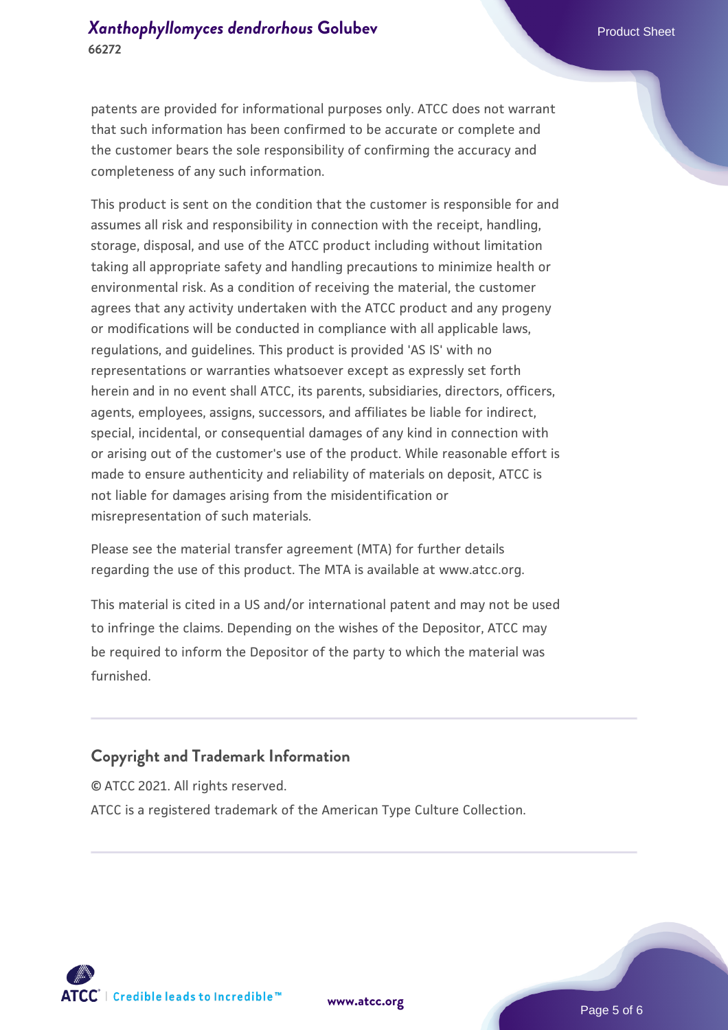patents are provided for informational purposes only. ATCC does not warrant that such information has been confirmed to be accurate or complete and the customer bears the sole responsibility of confirming the accuracy and completeness of any such information.

This product is sent on the condition that the customer is responsible for and assumes all risk and responsibility in connection with the receipt, handling, storage, disposal, and use of the ATCC product including without limitation taking all appropriate safety and handling precautions to minimize health or environmental risk. As a condition of receiving the material, the customer agrees that any activity undertaken with the ATCC product and any progeny or modifications will be conducted in compliance with all applicable laws, regulations, and guidelines. This product is provided 'AS IS' with no representations or warranties whatsoever except as expressly set forth herein and in no event shall ATCC, its parents, subsidiaries, directors, officers, agents, employees, assigns, successors, and affiliates be liable for indirect, special, incidental, or consequential damages of any kind in connection with or arising out of the customer's use of the product. While reasonable effort is made to ensure authenticity and reliability of materials on deposit, ATCC is not liable for damages arising from the misidentification or misrepresentation of such materials.

Please see the material transfer agreement (MTA) for further details regarding the use of this product. The MTA is available at www.atcc.org.

This material is cited in a US and/or international patent and may not be used to infringe the claims. Depending on the wishes of the Depositor, ATCC may be required to inform the Depositor of the party to which the material was furnished.

## Copyright and Trademark Information

© ATCC 2021. All rights reserved.

ATCC is a registered trademark of the American Type Culture Collection.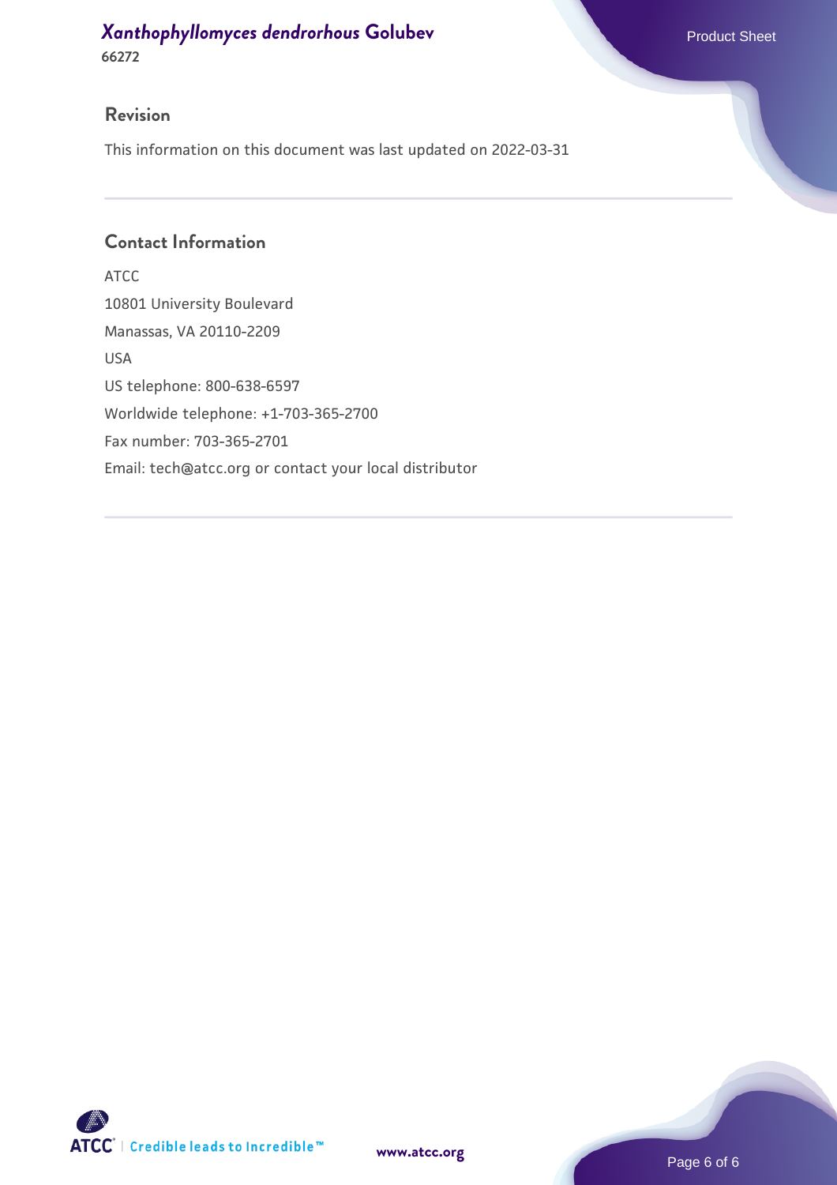## Revision

This information on this document was last updated on 2022-03-31

## Contact Information

ATCC
10801 University Boulevard
Manassas, VA 20110-2209
USA
US telephone: 800-638-6597
Worldwide telephone: +1-703-365-2700
Fax number: 703-365-2701
Email: tech@atcc.org or contact your local distributor